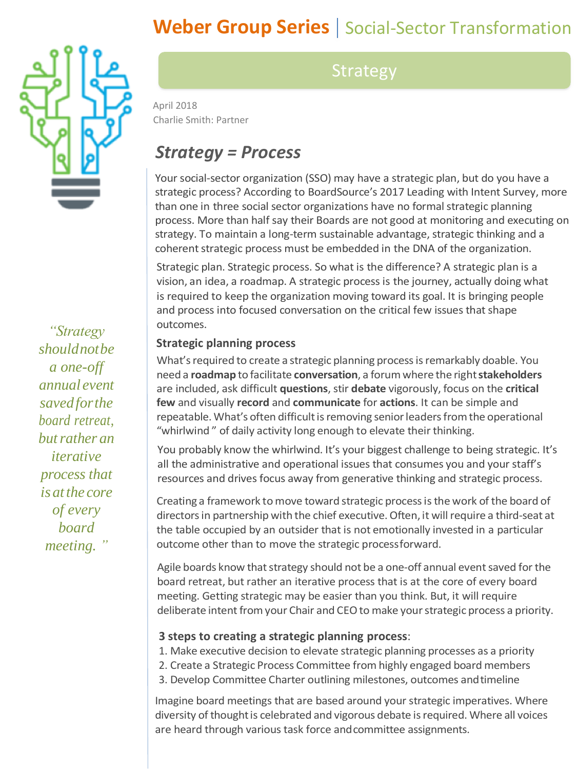# Weber Group Series | Social-Sector Transformation

## Strategy

April 2018
Charlie Smith: Partner

## *Strategy = Process*

Your social-sector organization (SSO) may have a strategic plan, but do you have a strategic process? According to BoardSource's 2017 Leading with Intent Survey, more than one in three social sector organizations have no formal strategic planning process. More than half say their Boards are not good at monitoring and executing on strategy. To maintain a long-term sustainable advantage, strategic thinking and a coherent strategic process must be embedded in the DNA of the organization.

Strategic plan. Strategic process. So what is the difference? A strategic plan is a vision, an idea, a roadmap. A strategic process is the journey, actually doing what is required to keep the organization moving toward its goal. It is bringing people and process into focused conversation on the critical few issues that shape outcomes.

*"Strategy should not be a one-off annual event saved for the board retreat, but rather an iterative process that is at the core of every board meeting. "*

### Strategic planning process

What's required to create a strategic planning process is remarkably doable. You need a **roadmap** to facilitate **conversation**, a forum where the right **stakeholders** are included, ask difficult **questions**, stir **debate** vigorously, focus on the **critical few** and visually **record** and **communicate** for **actions**. It can be simple and repeatable. What's often difficult is removing senior leaders from the operational "whirlwind " of daily activity long enough to elevate their thinking.

You probably know the whirlwind. It's your biggest challenge to being strategic. It's all the administrative and operational issues that consumes you and your staff's resources and drives focus away from generative thinking and strategic process.

Creating a framework to move toward strategic process is the work of the board of directors in partnership with the chief executive. Often, it will require a third-seat at the table occupied by an outsider that is not emotionally invested in a particular outcome other than to move the strategic process forward.

Agile boards know that strategy should not be a one-off annual event saved for the board retreat, but rather an iterative process that is at the core of every board meeting. Getting strategic may be easier than you think. But, it will require deliberate intent from your Chair and CEO to make your strategic process a priority.

**3 steps to creating a strategic planning process**:

1. Make executive decision to elevate strategic planning processes as a priority
2. Create a Strategic Process Committee from highly engaged board members
3. Develop Committee Charter outlining milestones, outcomes and timeline

Imagine board meetings that are based around your strategic imperatives. Where diversity of thought is celebrated and vigorous debate is required. Where all voices are heard through various task force and committee assignments.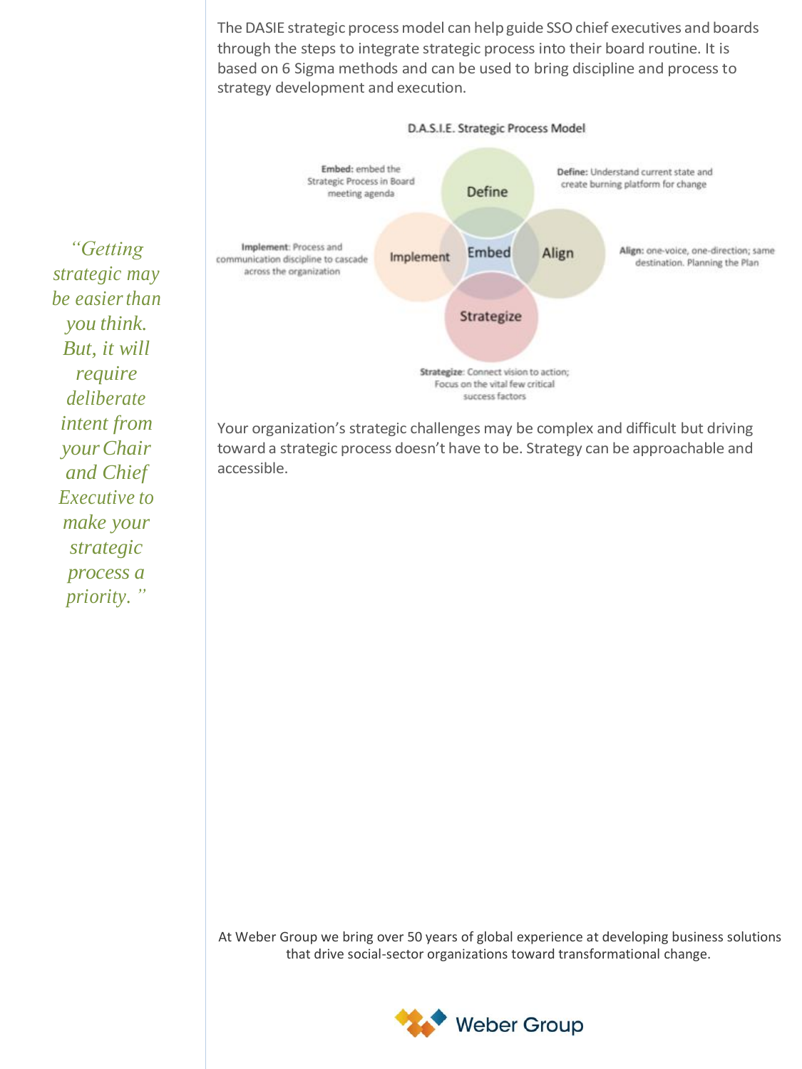The DASIE strategic process model can help guide SSO chief executives and boards through the steps to integrate strategic process into their board routine. It is based on 6 Sigma methods and can be used to bring discipline and process to strategy development and execution.

D.A.S.I.E. Strategic Process Model

Define

Align

Strategize

Implement

Embed

**Define:** Understand current state and create burning platform for change

**Align:** one-voice, one-direction; same destination. Planning the Plan

**Strategize:** Connect vision to action; Focus on the vital few critical success factors

**Implement:** Process and communication discipline to cascade across the organization

**Embed:** embed the Strategic Process in Board meeting agenda

*"Getting strategic may be easier than you think. But, it will require deliberate intent from your Chair and Chief Executive to make your strategic process a priority."*

Your organization's strategic challenges may be complex and difficult but driving toward a strategic process doesn't have to be. Strategy can be approachable and accessible.

At Weber Group we bring over 50 years of global experience at developing business solutions that drive social-sector organizations toward transformational change.

Weber Group